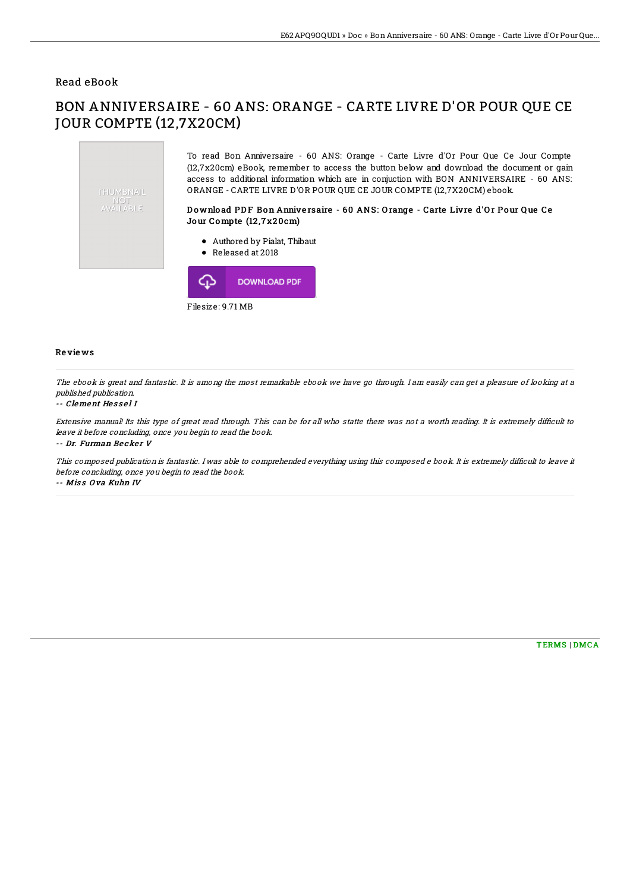Read eBook

# BON ANNIVERSAIRE - 60 ANS: ORANGE - CARTE LIVRE D'OR POUR QUE CE JOUR COMPTE (12,7X20CM)

THUMBNAIL NOT AVAILABLE

To read Bon Anniversaire - 60 ANS: Orange - Carte Livre d'Or Pour Que Ce Jour Compte (12,7x20cm) eBook, remember to access the button below and download the document or gain access to additional information which are in conjuction with BON ANNIVERSAIRE - 60 ANS: ORANGE - CARTE LIVRE D'OR POUR QUE CE JOUR COMPTE (12,7X20CM) ebook.

### Download PDF Bon Anniversaire - 60 ANS: Orange - Carte Livre d'Or Pour Que Ce Jour Compte (12,7x20cm)

- Authored by Pialat, Thibaut
- Released at 2018

DOWNLOAD PDF

Filesize: 9.71 MB

## Reviews

*The ebook is great and fantastic. It is among the most remarkable ebook we have go through. I am easily can get a pleasure of looking at a published publication.*

-- *Clement Hessel I*

*Extensive manual! Its this type of great read through. This can be for all who statte there was not a worth reading. It is extremely difficult to leave it before concluding, once you begin to read the book.*

-- *Dr. Furman Becker V*

*This composed publication is fantastic. I was able to comprehended everything using this composed e book. It is extremely difficult to leave it before concluding, once you begin to read the book.*

-- *Miss Ova Kuhn IV*

TERMS | DMCA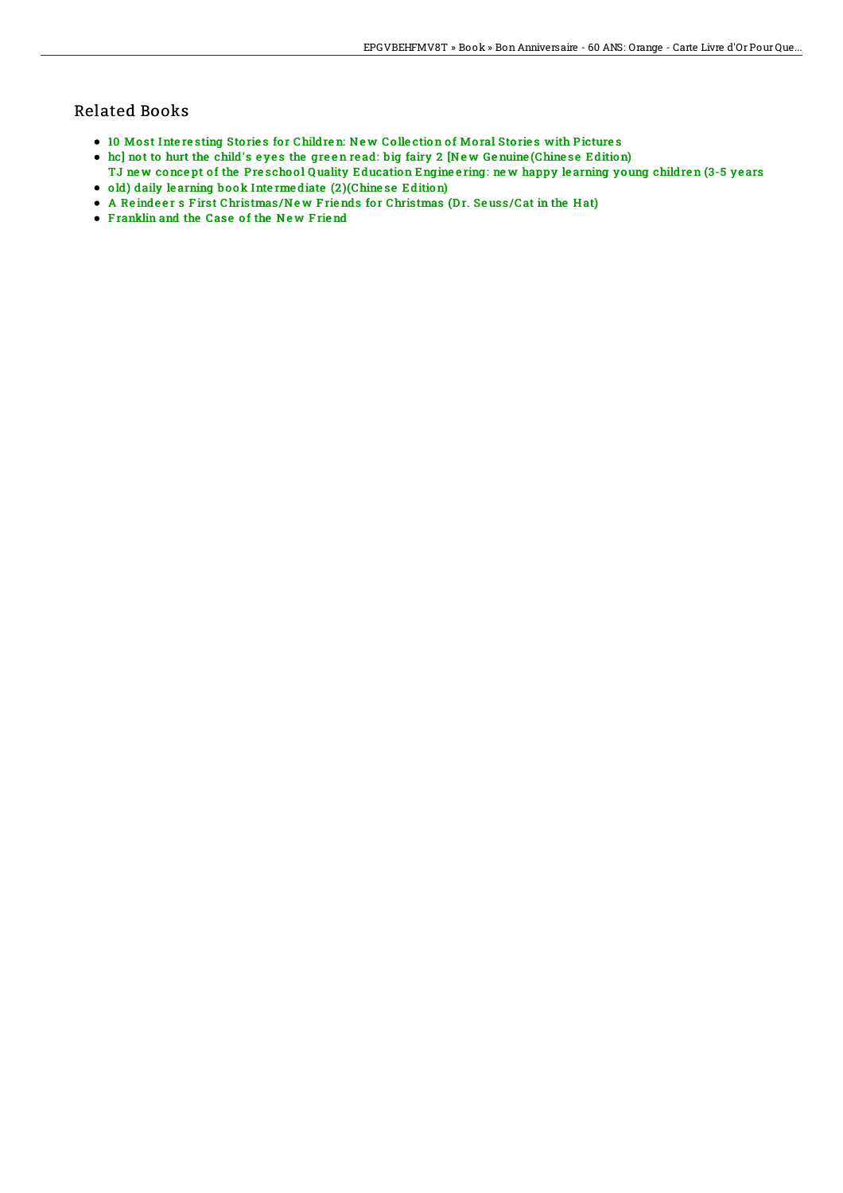## Related Books

- 10 Most Interesting Stories for Children: New Collection of Moral Stories with Pictures
- hc] not to hurt the child's eyes the green read: big fairy 2 [New Genuine(Chinese Edition)
- TJ new concept of the Preschool Quality Education Engineering: new happy learning young children (3-5 years old) daily learning book Intermediate (2)(Chinese Edition)
- A Reindeer s First Christmas/New Friends for Christmas (Dr. Seuss/Cat in the Hat)
- Franklin and the Case of the New Friend